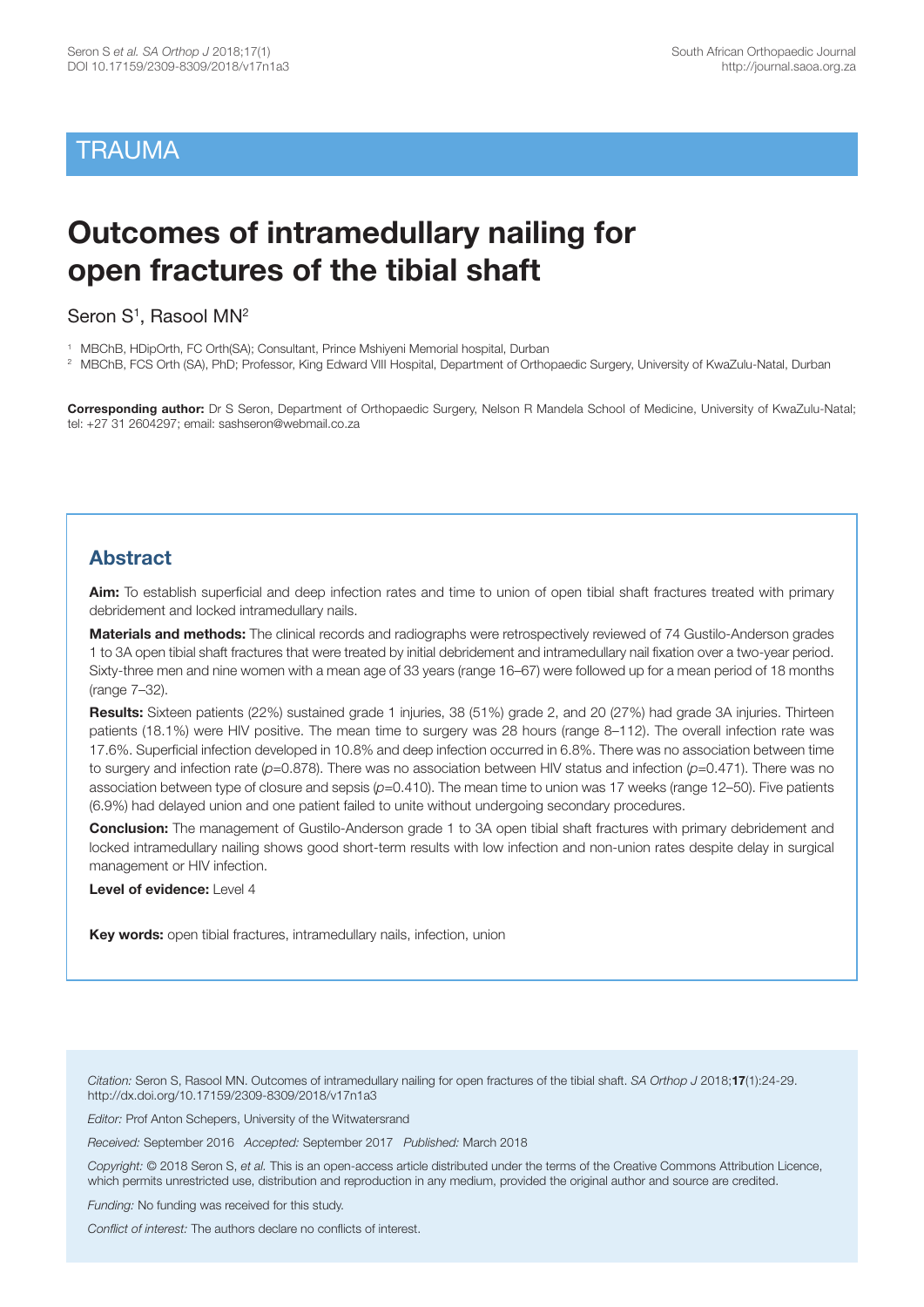TRAUMA

# Outcomes of intramedullary nailing for open fractures of the tibial shaft

Seron S[1], Rasool MN[2]

[1] MBChB, HDipOrth, FC Orth(SA); Consultant, Prince Mshiyeni Memorial hospital, Durban

[2] MBChB, FCS Orth (SA), PhD; Professor, King Edward VIII Hospital, Department of Orthopaedic Surgery, University of KwaZulu-Natal, Durban

**Corresponding author:** Dr S Seron, Department of Orthopaedic Surgery, Nelson R Mandela School of Medicine, University of KwaZulu-Natal; tel: +27 31 2604297; email: sashseron@webmail.co.za

## Abstract

**Aim:** To establish superficial and deep infection rates and time to union of open tibial shaft fractures treated with primary debridement and locked intramedullary nails.

**Materials and methods:** The clinical records and radiographs were retrospectively reviewed of 74 Gustilo-Anderson grades 1 to 3A open tibial shaft fractures that were treated by initial debridement and intramedullary nail fixation over a two-year period. Sixty-three men and nine women with a mean age of 33 years (range 16–67) were followed up for a mean period of 18 months (range 7–32).

**Results:** Sixteen patients (22%) sustained grade 1 injuries, 38 (51%) grade 2, and 20 (27%) had grade 3A injuries. Thirteen patients (18.1%) were HIV positive. The mean time to surgery was 28 hours (range 8–112). The overall infection rate was 17.6%. Superficial infection developed in 10.8% and deep infection occurred in 6.8%. There was no association between time to surgery and infection rate ($p$=0.878). There was no association between HIV status and infection ($p$=0.471). There was no association between type of closure and sepsis ($p$=0.410). The mean time to union was 17 weeks (range 12–50). Five patients (6.9%) had delayed union and one patient failed to unite without undergoing secondary procedures.

**Conclusion:** The management of Gustilo-Anderson grade 1 to 3A open tibial shaft fractures with primary debridement and locked intramedullary nailing shows good short-term results with low infection and non-union rates despite delay in surgical management or HIV infection.

**Level of evidence:** Level 4

**Key words:** open tibial fractures, intramedullary nails, infection, union

*Citation:* Seron S, Rasool MN. Outcomes of intramedullary nailing for open fractures of the tibial shaft. *SA Orthop J* 2018;**17**(1):24-29. http://dx.doi.org/10.17159/2309-8309/2018/v17n1a3

*Editor:* Prof Anton Schepers, University of the Witwatersrand

*Received:* September 2016 *Accepted:* September 2017 *Published:* March 2018

*Copyright:* © 2018 Seron S, *et al.* This is an open-access article distributed under the terms of the Creative Commons Attribution Licence, which permits unrestricted use, distribution and reproduction in any medium, provided the original author and source are credited.

*Funding:* No funding was received for this study.

*Conflict of interest:* The authors declare no conflicts of interest.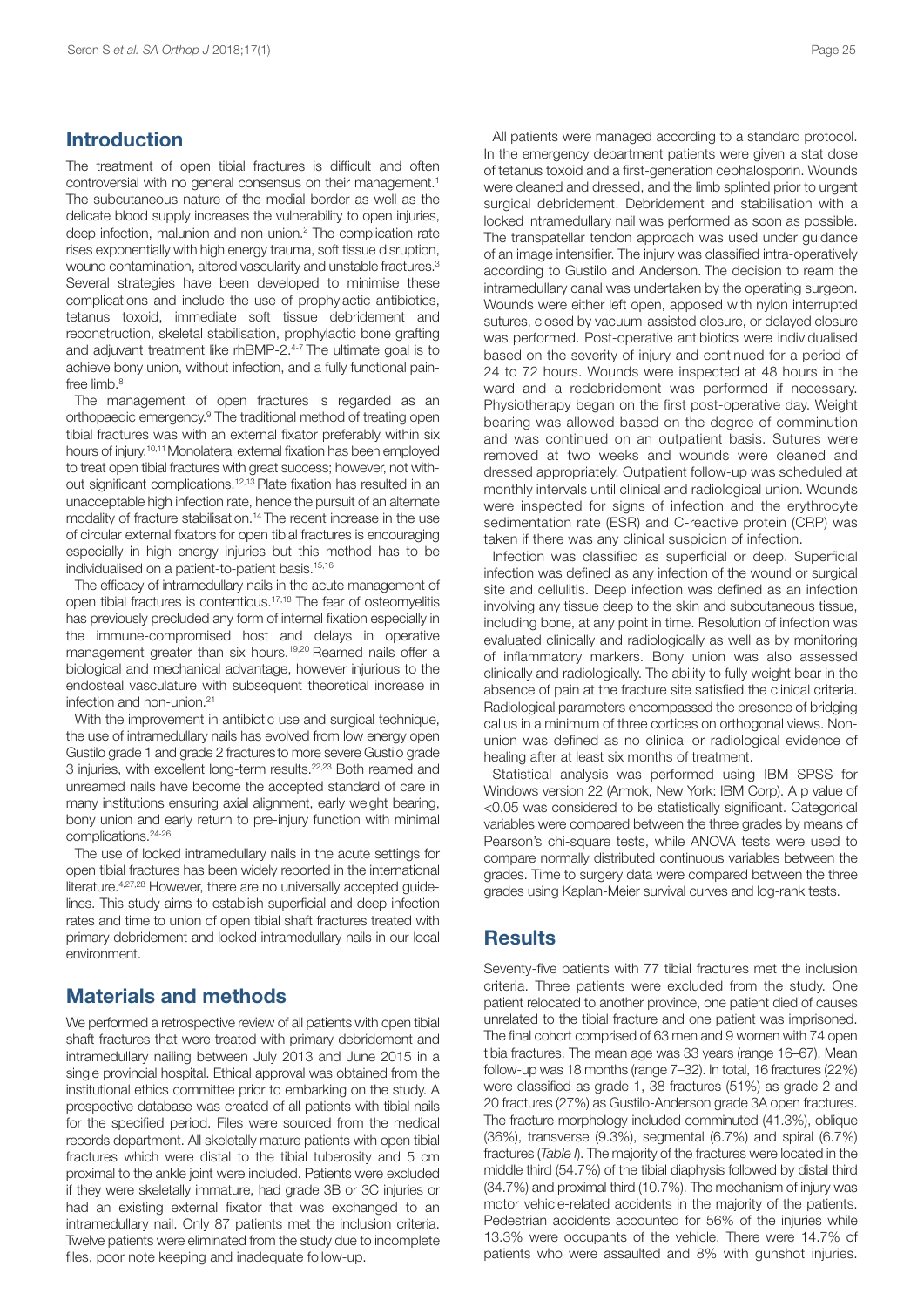## Introduction

The treatment of open tibial fractures is difficult and often controversial with no general consensus on their management.[1] The subcutaneous nature of the medial border as well as the delicate blood supply increases the vulnerability to open injuries, deep infection, malunion and non-union.[2] The complication rate rises exponentially with high energy trauma, soft tissue disruption, wound contamination, altered vascularity and unstable fractures.[3] Several strategies have been developed to minimise these complications and include the use of prophylactic antibiotics, tetanus toxoid, immediate soft tissue debridement and reconstruction, skeletal stabilisation, prophylactic bone grafting and adjuvant treatment like rhBMP-2.[4-7] The ultimate goal is to achieve bony union, without infection, and a fully functional pain-free limb.[8]

The management of open fractures is regarded as an orthopaedic emergency.[9] The traditional method of treating open tibial fractures was with an external fixator preferably within six hours of injury.[10,11] Monolateral external fixation has been employed to treat open tibial fractures with great success; however, not without significant complications.[12,13] Plate fixation has resulted in an unacceptable high infection rate, hence the pursuit of an alternate modality of fracture stabilisation.[14] The recent increase in the use of circular external fixators for open tibial fractures is encouraging especially in high energy injuries but this method has to be individualised on a patient-to-patient basis.[15,16]

The efficacy of intramedullary nails in the acute management of open tibial fractures is contentious.[17,18] The fear of osteomyelitis has previously precluded any form of internal fixation especially in the immune-compromised host and delays in operative management greater than six hours.[19,20] Reamed nails offer a biological and mechanical advantage, however injurious to the endosteal vasculature with subsequent theoretical increase in infection and non-union.[21]

With the improvement in antibiotic use and surgical technique, the use of intramedullary nails has evolved from low energy open Gustilo grade 1 and grade 2 fractures to more severe Gustilo grade 3 injuries, with excellent long-term results.[22,23] Both reamed and unreamed nails have become the accepted standard of care in many institutions ensuring axial alignment, early weight bearing, bony union and early return to pre-injury function with minimal complications.[24-26]

The use of locked intramedullary nails in the acute settings for open tibial fractures has been widely reported in the international literature.[4,27,28] However, there are no universally accepted guidelines. This study aims to establish superficial and deep infection rates and time to union of open tibial shaft fractures treated with primary debridement and locked intramedullary nails in our local environment.

## Materials and methods

We performed a retrospective review of all patients with open tibial shaft fractures that were treated with primary debridement and intramedullary nailing between July 2013 and June 2015 in a single provincial hospital. Ethical approval was obtained from the institutional ethics committee prior to embarking on the study. A prospective database was created of all patients with tibial nails for the specified period. Files were sourced from the medical records department. All skeletally mature patients with open tibial fractures which were distal to the tibial tuberosity and 5 cm proximal to the ankle joint were included. Patients were excluded if they were skeletally immature, had grade 3B or 3C injuries or had an existing external fixator that was exchanged to an intramedullary nail. Only 87 patients met the inclusion criteria. Twelve patients were eliminated from the study due to incomplete files, poor note keeping and inadequate follow-up.

All patients were managed according to a standard protocol. In the emergency department patients were given a stat dose of tetanus toxoid and a first-generation cephalosporin. Wounds were cleaned and dressed, and the limb splinted prior to urgent surgical debridement. Debridement and stabilisation with a locked intramedullary nail was performed as soon as possible. The transpatellar tendon approach was used under guidance of an image intensifier. The injury was classified intra-operatively according to Gustilo and Anderson. The decision to ream the intramedullary canal was undertaken by the operating surgeon. Wounds were either left open, apposed with nylon interrupted sutures, closed by vacuum-assisted closure, or delayed closure was performed. Post-operative antibiotics were individualised based on the severity of injury and continued for a period of 24 to 72 hours. Wounds were inspected at 48 hours in the ward and a redebridement was performed if necessary. Physiotherapy began on the first post-operative day. Weight bearing was allowed based on the degree of comminution and was continued on an outpatient basis. Sutures were removed at two weeks and wounds were cleaned and dressed appropriately. Outpatient follow-up was scheduled at monthly intervals until clinical and radiological union. Wounds were inspected for signs of infection and the erythrocyte sedimentation rate (ESR) and C-reactive protein (CRP) was taken if there was any clinical suspicion of infection.

Infection was classified as superficial or deep. Superficial infection was defined as any infection of the wound or surgical site and cellulitis. Deep infection was defined as an infection involving any tissue deep to the skin and subcutaneous tissue, including bone, at any point in time. Resolution of infection was evaluated clinically and radiologically as well as by monitoring of inflammatory markers. Bony union was also assessed clinically and radiologically. The ability to fully weight bear in the absence of pain at the fracture site satisfied the clinical criteria. Radiological parameters encompassed the presence of bridging callus in a minimum of three cortices on orthogonal views. Non-union was defined as no clinical or radiological evidence of healing after at least six months of treatment.

Statistical analysis was performed using IBM SPSS for Windows version 22 (Armok, New York: IBM Corp). A p value of $<0.05$ was considered to be statistically significant. Categorical variables were compared between the three grades by means of Pearson's chi-square tests, while ANOVA tests were used to compare normally distributed continuous variables between the grades. Time to surgery data were compared between the three grades using Kaplan-Meier survival curves and log-rank tests.

## Results

Seventy-five patients with 77 tibial fractures met the inclusion criteria. Three patients were excluded from the study. One patient relocated to another province, one patient died of causes unrelated to the tibial fracture and one patient was imprisoned. The final cohort comprised of 63 men and 9 women with 74 open tibia fractures. The mean age was 33 years (range 16–67). Mean follow-up was 18 months (range 7–32). In total, 16 fractures (22%) were classified as grade 1, 38 fractures (51%) as grade 2 and 20 fractures (27%) as Gustilo-Anderson grade 3A open fractures. The fracture morphology included comminuted (41.3%), oblique (36%), transverse (9.3%), segmental (6.7%) and spiral (6.7%) fractures (*Table I*). The majority of the fractures were located in the middle third (54.7%) of the tibial diaphysis followed by distal third (34.7%) and proximal third (10.7%). The mechanism of injury was motor vehicle-related accidents in the majority of the patients. Pedestrian accidents accounted for 56% of the injuries while 13.3% were occupants of the vehicle. There were 14.7% of patients who were assaulted and 8% with gunshot injuries.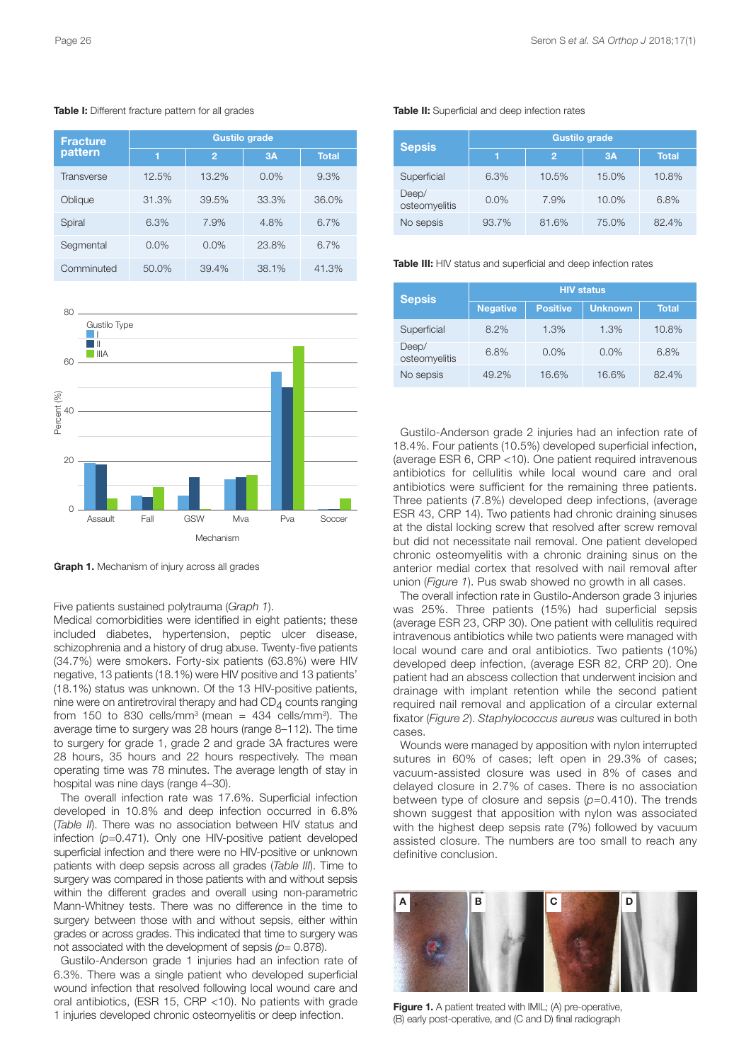**Table I:** Different fracture pattern for all grades

| Fracture pattern | Gustilo grade | | | |
|---|---|---|---|---|
| | 1 | 2 | 3A | Total |
| Transverse | 12.5% | 13.2% | 0.0% | 9.3% |
| Oblique | 31.3% | 39.5% | 33.3% | 36.0% |
| Spiral | 6.3% | 7.9% | 4.8% | 6.7% |
| Segmental | 0.0% | 0.0% | 23.8% | 6.7% |
| Comminuted | 50.0% | 39.4% | 38.1% | 41.3% |

**Graph 1.** Mechanism of injury across all grades

Five patients sustained polytrauma (*Graph 1*).

Medical comorbidities were identified in eight patients; these included diabetes, hypertension, peptic ulcer disease, schizophrenia and a history of drug abuse. Twenty-five patients (34.7%) were smokers. Forty-six patients (63.8%) were HIV negative, 13 patients (18.1%) were HIV positive and 13 patients' (18.1%) status was unknown. Of the 13 HIV-positive patients, nine were on antiretroviral therapy and had $CD_4$ counts ranging from 150 to 830 cells/mm$^3$ (mean = 434 cells/mm$^3$). The average time to surgery was 28 hours (range 8–112). The time to surgery for grade 1, grade 2 and grade 3A fractures were 28 hours, 35 hours and 22 hours respectively. The mean operating time was 78 minutes. The average length of stay in hospital was nine days (range 4–30).

The overall infection rate was 17.6%. Superficial infection developed in 10.8% and deep infection occurred in 6.8% (*Table II*). There was no association between HIV status and infection ($p$=0.471). Only one HIV-positive patient developed superficial infection and there were no HIV-positive or unknown patients with deep sepsis across all grades (*Table III*). Time to surgery was compared in those patients with and without sepsis within the different grades and overall using non-parametric Mann-Whitney tests. There was no difference in the time to surgery between those with and without sepsis, either within grades or across grades. This indicated that time to surgery was not associated with the development of sepsis ($p$= 0.878).

Gustilo-Anderson grade 1 injuries had an infection rate of 6.3%. There was a single patient who developed superficial wound infection that resolved following local wound care and oral antibiotics, (ESR 15, CRP <10). No patients with grade 1 injuries developed chronic osteomyelitis or deep infection.

**Table II:** Superficial and deep infection rates

| Sepsis | Gustilo grade | | | |
|---|---|---|---|---|
| | 1 | 2 | 3A | Total |
| Superficial | 6.3% | 10.5% | 15.0% | 10.8% |
| Deep/ osteomyelitis | 0.0% | 7.9% | 10.0% | 6.8% |
| No sepsis | 93.7% | 81.6% | 75.0% | 82.4% |

**Table III:** HIV status and superficial and deep infection rates

| Sepsis | HIV status | | | |
|---|---|---|---|---|
| | Negative | Positive | Unknown | Total |
| Superficial | 8.2% | 1.3% | 1.3% | 10.8% |
| Deep/ osteomyelitis | 6.8% | 0.0% | 0.0% | 6.8% |
| No sepsis | 49.2% | 16.6% | 16.6% | 82.4% |

Gustilo-Anderson grade 2 injuries had an infection rate of 18.4%. Four patients (10.5%) developed superficial infection, (average ESR 6, CRP <10). One patient required intravenous antibiotics for cellulitis while local wound care and oral antibiotics were sufficient for the remaining three patients. Three patients (7.8%) developed deep infections, (average ESR 43, CRP 14). Two patients had chronic draining sinuses at the distal locking screw that resolved after screw removal but did not necessitate nail removal. One patient developed chronic osteomyelitis with a chronic draining sinus on the anterior medial cortex that resolved with nail removal after union (*Figure 1*). Pus swab showed no growth in all cases.

The overall infection rate in Gustilo-Anderson grade 3 injuries was 25%. Three patients (15%) had superficial sepsis (average ESR 23, CRP 30). One patient with cellulitis required intravenous antibiotics while two patients were managed with local wound care and oral antibiotics. Two patients (10%) developed deep infection, (average ESR 82, CRP 20). One patient had an abscess collection that underwent incision and drainage with implant retention while the second patient required nail removal and application of a circular external fixator (*Figure 2*). *Staphylococcus aureus* was cultured in both cases.

Wounds were managed by apposition with nylon interrupted sutures in 60% of cases; left open in 29.3% of cases; vacuum-assisted closure was used in 8% of cases and delayed closure in 2.7% of cases. There is no association between type of closure and sepsis ($p$=0.410). The trends shown suggest that apposition with nylon was associated with the highest deep sepsis rate (7%) followed by vacuum assisted closure. The numbers are too small to reach any definitive conclusion.

**Figure 1.** A patient treated with IMIL; (A) pre-operative, (B) early post-operative, and (C and D) final radiograph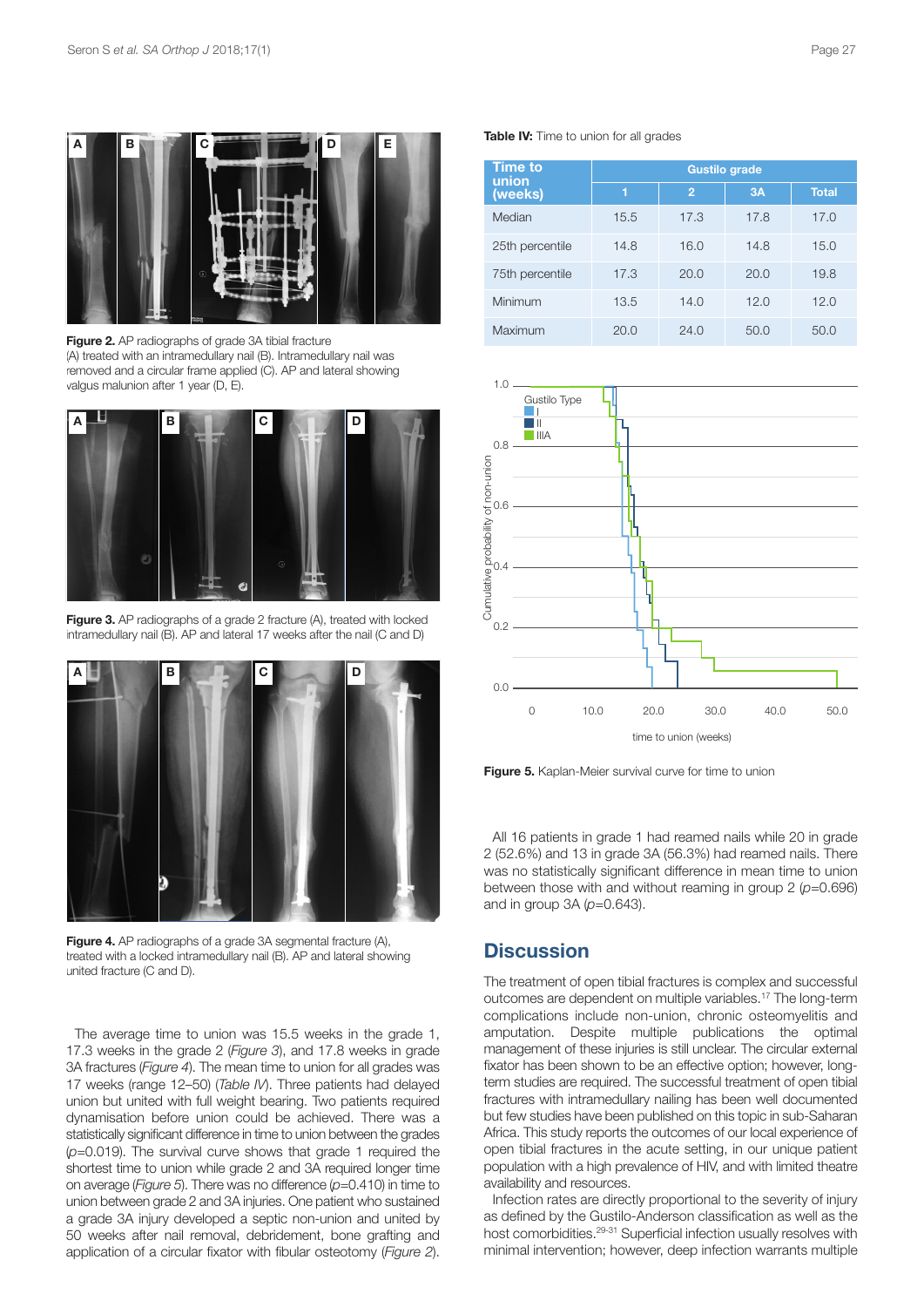Figure 2. AP radiographs of grade 3A tibial fracture (A) treated with an intramedullary nail (B). Intramedullary nail was removed and a circular frame applied (C). AP and lateral showing valgus malunion after 1 year (D, E).

Figure 3. AP radiographs of a grade 2 fracture (A), treated with locked intramedullary nail (B). AP and lateral 17 weeks after the nail (C and D)

Figure 4. AP radiographs of a grade 3A segmental fracture (A), treated with a locked intramedullary nail (B). AP and lateral showing united fracture (C and D).

The average time to union was 15.5 weeks in the grade 1, 17.3 weeks in the grade 2 (*Figure 3*), and 17.8 weeks in grade 3A fractures (*Figure 4*). The mean time to union for all grades was 17 weeks (range 12–50) (*Table IV*). Three patients had delayed union but united with full weight bearing. Two patients required dynamisation before union could be achieved. There was a statistically significant difference in time to union between the grades ($p$=0.019). The survival curve shows that grade 1 required the shortest time to union while grade 2 and 3A required longer time on average (*Figure 5*). There was no difference ($p$=0.410) in time to union between grade 2 and 3A injuries. One patient who sustained a grade 3A injury developed a septic non-union and united by 50 weeks after nail removal, debridement, bone grafting and application of a circular fixator with fibular osteotomy (*Figure 2*).

**Table IV:** Time to union for all grades

| Time to union (weeks) | Gustilo grade | | | |
|---|---|---|---|---|
| | 1 | 2 | 3A | Total |
| Median | 15.5 | 17.3 | 17.8 | 17.0 |
| 25th percentile | 14.8 | 16.0 | 14.8 | 15.0 |
| 75th percentile | 17.3 | 20.0 | 20.0 | 19.8 |
| Minimum | 13.5 | 14.0 | 12.0 | 12.0 |
| Maximum | 20.0 | 24.0 | 50.0 | 50.0 |

Figure 5. Kaplan-Meier survival curve for time to union

All 16 patients in grade 1 had reamed nails while 20 in grade 2 (52.6%) and 13 in grade 3A (56.3%) had reamed nails. There was no statistically significant difference in mean time to union between those with and without reaming in group 2 ($p$=0.696) and in group 3A ($p$=0.643).

## Discussion

The treatment of open tibial fractures is complex and successful outcomes are dependent on multiple variables.[17] The long-term complications include non-union, chronic osteomyelitis and amputation. Despite multiple publications the optimal management of these injuries is still unclear. The circular external fixator has been shown to be an effective option; however, long-term studies are required. The successful treatment of open tibial fractures with intramedullary nailing has been well documented but few studies have been published on this topic in sub-Saharan Africa. This study reports the outcomes of our local experience of open tibial fractures in the acute setting, in our unique patient population with a high prevalence of HIV, and with limited theatre availability and resources.

Infection rates are directly proportional to the severity of injury as defined by the Gustilo-Anderson classification as well as the host comorbidities.[29-31] Superficial infection usually resolves with minimal intervention; however, deep infection warrants multiple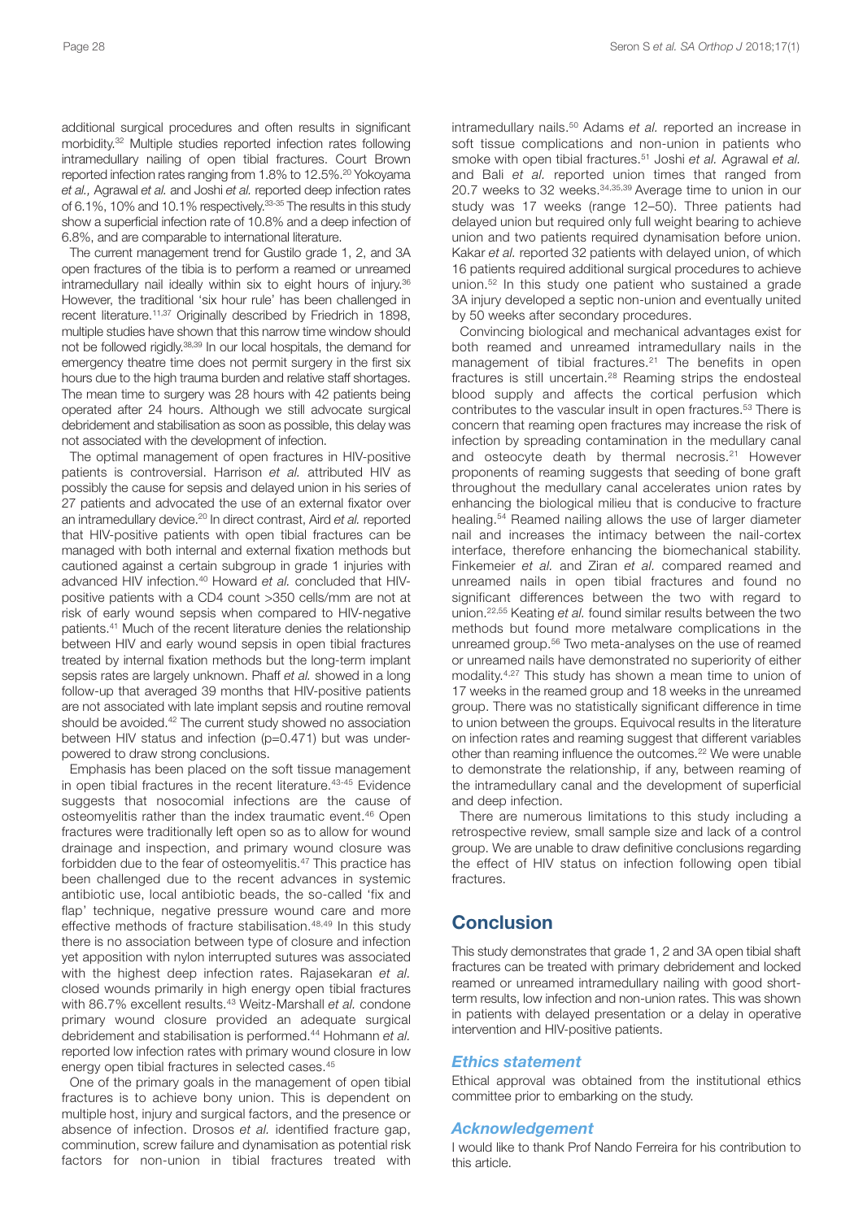additional surgical procedures and often results in significant morbidity.[32] Multiple studies reported infection rates following intramedullary nailing of open tibial fractures. Court Brown reported infection rates ranging from 1.8% to 12.5%.[20] Yokoyama *et al.,* Agrawal *et al.* and Joshi *et al.* reported deep infection rates of 6.1%, 10% and 10.1% respectively.[33-35] The results in this study show a superficial infection rate of 10.8% and a deep infection of 6.8%, and are comparable to international literature.

The current management trend for Gustilo grade 1, 2, and 3A open fractures of the tibia is to perform a reamed or unreamed intramedullary nail ideally within six to eight hours of injury.[36] However, the traditional 'six hour rule' has been challenged in recent literature.[11,37] Originally described by Friedrich in 1898, multiple studies have shown that this narrow time window should not be followed rigidly.[38,39] In our local hospitals, the demand for emergency theatre time does not permit surgery in the first six hours due to the high trauma burden and relative staff shortages. The mean time to surgery was 28 hours with 42 patients being operated after 24 hours. Although we still advocate surgical debridement and stabilisation as soon as possible, this delay was not associated with the development of infection.

The optimal management of open fractures in HIV-positive patients is controversial. Harrison *et al.* attributed HIV as possibly the cause for sepsis and delayed union in his series of 27 patients and advocated the use of an external fixator over an intramedullary device.[20] In direct contrast, Aird *et al.* reported that HIV-positive patients with open tibial fractures can be managed with both internal and external fixation methods but cautioned against a certain subgroup in grade 1 injuries with advanced HIV infection.[40] Howard *et al.* concluded that HIV-positive patients with a CD4 count >350 cells/mm are not at risk of early wound sepsis when compared to HIV-negative patients.[41] Much of the recent literature denies the relationship between HIV and early wound sepsis in open tibial fractures treated by internal fixation methods but the long-term implant sepsis rates are largely unknown. Phaff *et al.* showed in a long follow-up that averaged 39 months that HIV-positive patients are not associated with late implant sepsis and routine removal should be avoided.[42] The current study showed no association between HIV status and infection (p=0.471) but was under-powered to draw strong conclusions.

Emphasis has been placed on the soft tissue management in open tibial fractures in the recent literature.[43-45] Evidence suggests that nosocomial infections are the cause of osteomyelitis rather than the index traumatic event.[46] Open fractures were traditionally left open so as to allow for wound drainage and inspection, and primary wound closure was forbidden due to the fear of osteomyelitis.[47] This practice has been challenged due to the recent advances in systemic antibiotic use, local antibiotic beads, the so-called 'fix and flap' technique, negative pressure wound care and more effective methods of fracture stabilisation.[48,49] In this study there is no association between type of closure and infection yet apposition with nylon interrupted sutures was associated with the highest deep infection rates. Rajasekaran *et al.* closed wounds primarily in high energy open tibial fractures with 86.7% excellent results.[43] Weitz-Marshall *et al.* condone primary wound closure provided an adequate surgical debridement and stabilisation is performed.[44] Hohmann *et al.* reported low infection rates with primary wound closure in low energy open tibial fractures in selected cases.[45]

One of the primary goals in the management of open tibial fractures is to achieve bony union. This is dependent on multiple host, injury and surgical factors, and the presence or absence of infection. Drosos *et al.* identified fracture gap, comminution, screw failure and dynamisation as potential risk factors for non-union in tibial fractures treated with intramedullary nails.[50] Adams *et al.* reported an increase in soft tissue complications and non-union in patients who smoke with open tibial fractures.[51] Joshi *et al.* Agrawal *et al.* and Bali *et al.* reported union times that ranged from 20.7 weeks to 32 weeks.[34,35,39] Average time to union in our study was 17 weeks (range 12–50). Three patients had delayed union but required only full weight bearing to achieve union and two patients required dynamisation before union. Kakar *et al.* reported 32 patients with delayed union, of which 16 patients required additional surgical procedures to achieve union.[52] In this study one patient who sustained a grade 3A injury developed a septic non-union and eventually united by 50 weeks after secondary procedures.

Convincing biological and mechanical advantages exist for both reamed and unreamed intramedullary nails in the management of tibial fractures.[21] The benefits in open fractures is still uncertain.[28] Reaming strips the endosteal blood supply and affects the cortical perfusion which contributes to the vascular insult in open fractures.[53] There is concern that reaming open fractures may increase the risk of infection by spreading contamination in the medullary canal and osteocyte death by thermal necrosis.[21] However proponents of reaming suggests that seeding of bone graft throughout the medullary canal accelerates union rates by enhancing the biological milieu that is conducive to fracture healing.[54] Reamed nailing allows the use of larger diameter nail and increases the intimacy between the nail-cortex interface, therefore enhancing the biomechanical stability. Finkemeier *et al.* and Ziran *et al.* compared reamed and unreamed nails in open tibial fractures and found no significant differences between the two with regard to union.[22,55] Keating *et al.* found similar results between the two methods but found more metalware complications in the unreamed group.[56] Two meta-analyses on the use of reamed or unreamed nails have demonstrated no superiority of either modality.[4,27] This study has shown a mean time to union of 17 weeks in the reamed group and 18 weeks in the unreamed group. There was no statistically significant difference in time to union between the groups. Equivocal results in the literature on infection rates and reaming suggest that different variables other than reaming influence the outcomes.[22] We were unable to demonstrate the relationship, if any, between reaming of the intramedullary canal and the development of superficial and deep infection.

There are numerous limitations to this study including a retrospective review, small sample size and lack of a control group. We are unable to draw definitive conclusions regarding the effect of HIV status on infection following open tibial fractures.

## Conclusion

This study demonstrates that grade 1, 2 and 3A open tibial shaft fractures can be treated with primary debridement and locked reamed or unreamed intramedullary nailing with good short-term results, low infection and non-union rates. This was shown in patients with delayed presentation or a delay in operative intervention and HIV-positive patients.

### *Ethics statement*

Ethical approval was obtained from the institutional ethics committee prior to embarking on the study.

### *Acknowledgement*

I would like to thank Prof Nando Ferreira for his contribution to this article.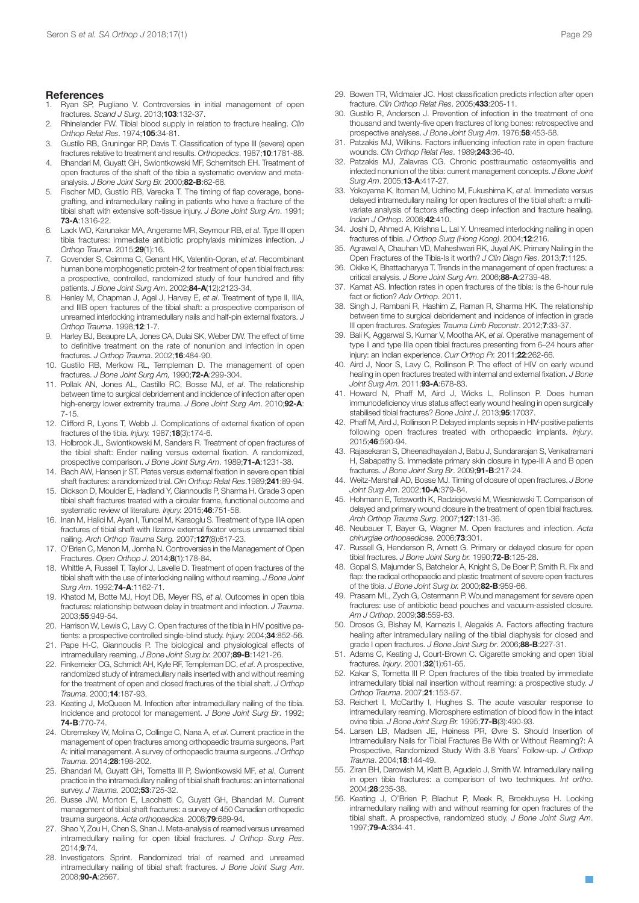## References

1. Ryan SP, Pugliano V. Controversies in initial management of open fractures. *Scand J Surg*. 2013;**103**:132-37.
2. Rhinelander FW. Tibial blood supply in relation to fracture healing. *Clin Orthop Relat Res*. 1974;**105**:34-81.
3. Gustilo RB, Gruninger RP, Davis T. Classification of type III (severe) open fractures relative to treatment and results. *Orthopedics*. 1987;**10**:1781-88.
4. Bhandari M, Guyatt GH, Swiontkowski MF, Schemitsch EH. Treatment of open fractures of the shaft of the tibia a systematic overview and meta-analysis. *J Bone Joint Surg Br.* 2000;**82-B**:62-68.
5. Fischer MD, Gustilo RB, Varecka T. The timing of flap coverage, bone-grafting, and intramedullary nailing in patients who have a fracture of the tibial shaft with extensive soft-tissue injury. *J Bone Joint Surg Am*. 1991; **73-A**:1316-22.
6. Lack WD, Karunakar MA, Angerame MR, Seymour RB, *et al*. Type III open tibia fractures: immediate antibiotic prophylaxis minimizes infection. *J Orthop Trauma*. 2015;**29**(1):16.
7. Govender S, Csimma C, Genant HK, Valentin-Opran, *et al*. Recombinant human bone morphogenetic protein-2 for treatment of open tibial fractures: a prospective, controlled, randomized study of four hundred and fifty patients. *J Bone Joint Surg Am*. 2002;**84-A**(12):2123-34.
8. Henley M, Chapman J, Agel J, Harvey E, *et al*. Treatment of type II, IIIA, and IIIB open fractures of the tibial shaft: a prospective comparison of unreamed interlocking intramedullary nails and half-pin external fixators. *J Orthop Trauma*. 1998;**12**:1-7.
9. Harley BJ, Beaupre LA, Jones CA, Dulai SK, Weber DW. The effect of time to definitive treatment on the rate of nonunion and infection in open fractures. *J Orthop Trauma*. 2002;**16**:484-90.
10. Gustilo RB, Merkow RL, Templeman D. The management of open fractures. *J Bone Joint Surg Am,* 1990;**72-A**:299-304.
11. Pollak AN, Jones AL, Castillo RC, Bosse MJ, *et al*. The relationship between time to surgical debridement and incidence of infection after open high-energy lower extremity trauma. *J Bone Joint Surg Am*. 2010;**92-A**: 7-15.
12. Clifford R, Lyons T, Webb J. Complications of external fixation of open fractures of the tibia. *Injury.* 1987;**18**(3):174-6.
13. Holbrook JL, Swiontkowski M, Sanders R. Treatment of open fractures of the tibial shaft: Ender nailing versus external fixation. A randomized, prospective comparison. *J Bone Joint Surg Am*. 1989;**71-A**:1231-38.
14. Bach AW, Hansen jr ST. Plates versus external fixation in severe open tibial shaft fractures: a randomized trial. *Clin Orthop Relat Res*.1989;**241**:89-94.
15. Dickson D, Moulder E, Hadland Y, Giannoudis P, Sharma H. Grade 3 open tibial shaft fractures treated with a circular frame, functional outcome and systematic review of literature. *Injury.* 2015;**46**:751-58.
16. Inan M, Halici M, Ayan I, Tuncel M, Karaoglu S. Treatment of type IIIA open fractures of tibial shaft with Ilizarov external fixator versus unreamed tibial nailing. *Arch Orthop Trauma Surg.* 2007;**127**(8):617-23.
17. O'Brien C, Menon M, Jomha N. Controversies in the Management of Open Fractures. *Open Orthop J*. 2014;**8**(1):178-84.
18. Whittle A, Russell T, Taylor J, Lavelle D. Treatment of open fractures of the tibial shaft with the use of interlocking nailing without reaming. *J Bone Joint Surg Am*. 1992;**74-A**:1162-71.
19. Khatod M, Botte MJ, Hoyt DB, Meyer RS, *et al*. Outcomes in open tibia fractures: relationship between delay in treatment and infection. *J Trauma*. 2003;**55**:949-54.
20. Harrison W, Lewis C, Lavy C. Open fractures of the tibia in HIV positive patients: a prospective controlled single-blind study. *Injury.* 2004;**34**:852-56.
21. Pape H-C, Giannoudis P. The biological and physiological effects of intramedullary reaming. *J Bone Joint Surg br.* 2007;**89-B**:1421-26.
22. Finkemeier CG, Schmidt AH, Kyle RF, Templeman DC, *et al*. A prospective, randomized study of intramedullary nails inserted with and without reaming for the treatment of open and closed fractures of the tibial shaft. *J Orthop Trauma*. 2000;**14**:187-93.
23. Keating J, McQueen M. Infection after intramedullary nailing of the tibia. Incidence and protocol for management. *J Bone Joint Surg Br*. 1992; **74-B**:770-74.
24. Obremskey W, Molina C, Collinge C, Nana A, *et al*. Current practice in the management of open fractures among orthopaedic trauma surgeons. Part A: initial management. A survey of orthopaedic trauma surgeons. *J Orthop Trauma*. 2014;**28**:198-202.
25. Bhandari M, Guyatt GH, Tornetta III P, Swiontkowski MF, *et al*. Current practice in the intramedullary nailing of tibial shaft fractures: an international survey. *J Trauma.* 2002;**53**:725-32.
26. Busse JW, Morton E, Lacchetti C, Guyatt GH, Bhandari M. Current management of tibial shaft fractures: a survey of 450 Canadian orthopedic trauma surgeons. *Acta orthopaedica.* 2008;**79**:689-94.
27. Shao Y, Zou H, Chen S, Shan J. Meta-analysis of reamed versus unreamed intramedullary nailing for open tibial fractures. *J Orthop Surg Res*. 2014;**9**:74.
28. Investigators Sprint. Randomized trial of reamed and unreamed intramedullary nailing of tibial shaft fractures. *J Bone Joint Surg Am*. 2008;**90-A**:2567.
29. Bowen TR, Widmaier JC. Host classification predicts infection after open fracture. *Clin Orthop Relat Res*. 2005;**433**:205-11.
30. Gustilo R, Anderson J. Prevention of infection in the treatment of one thousand and twenty-five open fractures of long bones: retrospective and prospective analyses. *J Bone Joint Surg Am*. 1976;**58**:453-58.
31. Patzakis MJ, Wilkins. Factors influencing infection rate in open fracture wounds. *Clin Orthop Relat Res*. 1989;**243**:36-40.
32. Patzakis MJ, Zalavras CG. Chronic posttraumatic osteomyelitis and infected nonunion of the tibia: current management concepts. *J Bone Joint Surg Am*. 2005;**13**-**A**:417-27.
33. Yokoyama K, Itoman M, Uchino M, Fukushima K, *et al*. Immediate versus delayed intramedullary nailing for open fractures of the tibial shaft: a multivariate analysis of factors affecting deep infection and fracture healing. *Indian J Orthop*. 2008;**42**:410.
34. Joshi D, Ahmed A, Krishna L, Lal Y. Unreamed interlocking nailing in open fractures of tibia. *J Orthop Surg (Hong Kong)*. 2004;**12**:216.
35. Agrawal A, Chauhan VD, Maheshwari RK, Juyal AK. Primary Nailing in the Open Fractures of the Tibia-Is it worth? *J Clin Diagn Res*. 2013;**7**:1125.
36. Okike K, Bhattacharyya T. Trends in the management of open fractures: a critical analysis. *J Bone Joint Surg Am*. 2006;**88-A**:2739-48.
37. Kamat AS. Infection rates in open fractures of the tibia: is the 6-hour rule fact or fiction? *Adv Orthop*. 2011.
38. Singh J, Rambani R, Hashim Z, Raman R, Sharma HK. The relationship between time to surgical debridement and incidence of infection in grade III open fractures. *Srategies Trauma Limb Reconstr*. 2012;**7**:33-37.
39. Bali K, Aggarwal S, Kumar V, Mootha AK, *et al*. Operative management of type II and type IIIa open tibial fractures presenting from 6–24 hours after injury: an Indian experience. *Curr Orthop Pr.* 2011;**22**:262-66.
40. Aird J, Noor S, Lavy C, Rollinson P. The effect of HIV on early wound healing in open fractures treated with internal and external fixation. *J Bone Joint Surg Am.* 2011;**93-A**:678-83.
41. Howard N, Phaff M, Aird J, Wicks L, Rollinson P. Does human immunodeficiency virus status affect early wound healing in open surgically stabilised tibial fractures? *Bone Joint J*. 2013;**95**:17037.
42. Phaff M, Aird J, Rollinson P. Delayed implants sepsis in HIV-positive patients following open fractures treated with orthopaedic implants. *Injury*. 2015;**46**:590-94.
43. Rajasekaran S, Dheenadhayalan J, Babu J, Sundararajan S, Venkatramani H, Sabapathy S. Immediate primary skin closure in type-III A and B open fractures. *J Bone Joint Surg Br*. 2009;**91-B**:217-24.
44. Weitz-Marshall AD, Bosse MJ. Timing of closure of open fractures. *J Bone Joint Surg Am*. 2002;**10-A**:379-84.
45. Hohmann E, Tetsworth K, Radziejowski M, Wiesniewski T. Comparison of delayed and primary wound closure in the treatment of open tibial fractures. *Arch Orthop Trauma Surg*. 2007;**127**:131-36.
46. Neubauer T, Bayer G, Wagner M. Open fractures and infection. *Acta chirurgiae orthopaedicae.* 2006;**73**:301.
47. Russell G, Henderson R, Arnett G. Primary or delayed closure for open tibial fractures. *J Bone Joint Surg br.* 1990;**72-B**:125-28.
48. Gopal S, Majumder S, Batchelor A, Knight S, De Boer P, Smith R. Fix and flap: the radical orthopaedic and plastic treatment of severe open fractures of the tibia. *J Bone Joint Surg br.* 2000;**82-B**:959-66.
49. Prasarn ML, Zych G, Ostermann P. Wound management for severe open fractures: use of antibiotic bead pouches and vacuum-assisted closure. *Am J Orthop*. 2009;**38**:559-63.
50. Drosos G, Bishay M, Karnezis I, Alegakis A. Factors affecting fracture healing after intramedullary nailing of the tibial diaphysis for closed and grade I open fractures. *J Bone Joint Surg br*. 2006;**88-B**:227-31.
51. Adams C, Keating J, Court-Brown C. Cigarette smoking and open tibial fractures. *Injury*. 2001;**32**(1):61-65.
52. Kakar S, Tornetta III P. Open fractures of the tibia treated by immediate intramedullary tibial nail insertion without reaming: a prospective study. *J Orthop Trauma*. 2007;**21**:153-57.
53. Reichert I, McCarthy I, Hughes S. The acute vascular response to intramedullary reaming. Microsphere estimation of blood flow in the intact ovine tibia. *J Bone Joint Surg Br.* 1995;**77-B**(3):490-93.
54. Larsen LB, Madsen JE, Høiness PR, Øvre S. Should Insertion of Intramedullary Nails for Tibial Fractures Be With or Without Reaming?: A Prospective, Randomized Study With 3.8 Years' Follow-up. *J Orthop Trauma*. 2004;**18**:144-49.
55. Ziran BH, Darowish M, Klatt B, Agudelo J, Smith W. Intramedullary nailing in open tibia fractures: a comparison of two techniques. *Int ortho*. 2004;**28**:235-38.
56. Keating J, O'Brien P, Blachut P, Meek R, Broekhuyse H. Locking intramedullary nailing with and without reaming for open fractures of the tibial shaft. A prospective, randomized study. *J Bone Joint Surg Am*. 1997;**79-A**:334-41.